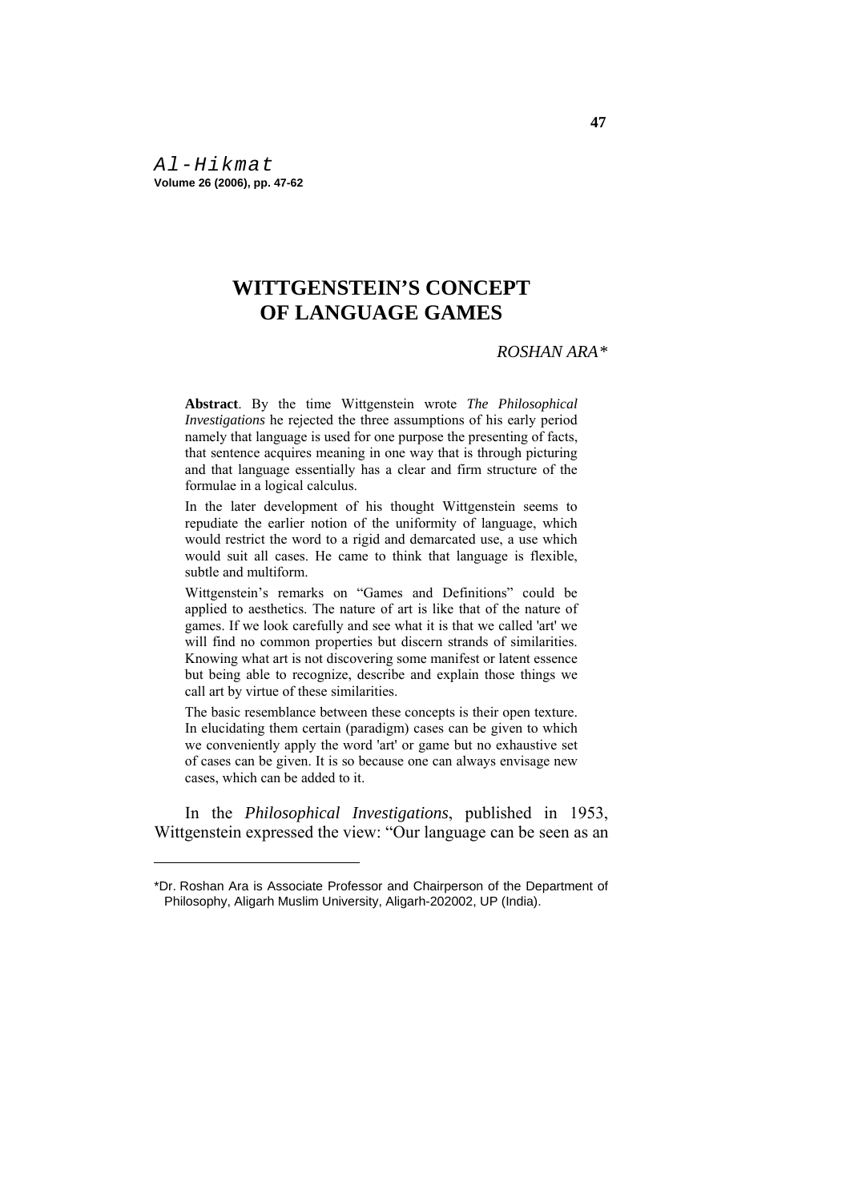Al-Hikmat
**Volume 26 (2006), pp. 47-62**

# WITTGENSTEIN'S CONCEPT OF LANGUAGE GAMES

*ROSHAN ARA**

**Abstract**. By the time Wittgenstein wrote *The Philosophical Investigations* he rejected the three assumptions of his early period namely that language is used for one purpose the presenting of facts, that sentence acquires meaning in one way that is through picturing and that language essentially has a clear and firm structure of the formulae in a logical calculus.

In the later development of his thought Wittgenstein seems to repudiate the earlier notion of the uniformity of language, which would restrict the word to a rigid and demarcated use, a use which would suit all cases. He came to think that language is flexible, subtle and multiform.

Wittgenstein's remarks on "Games and Definitions" could be applied to aesthetics. The nature of art is like that of the nature of games. If we look carefully and see what it is that we called 'art' we will find no common properties but discern strands of similarities. Knowing what art is not discovering some manifest or latent essence but being able to recognize, describe and explain those things we call art by virtue of these similarities.

The basic resemblance between these concepts is their open texture. In elucidating them certain (paradigm) cases can be given to which we conveniently apply the word 'art' or game but no exhaustive set of cases can be given. It is so because one can always envisage new cases, which can be added to it.

In the *Philosophical Investigations*, published in 1953, Wittgenstein expressed the view: "Our language can be seen as an

---

*Dr. Roshan Ara is Associate Professor and Chairperson of the Department of Philosophy, Aligarh Muslim University, Aligarh-202002, UP (India).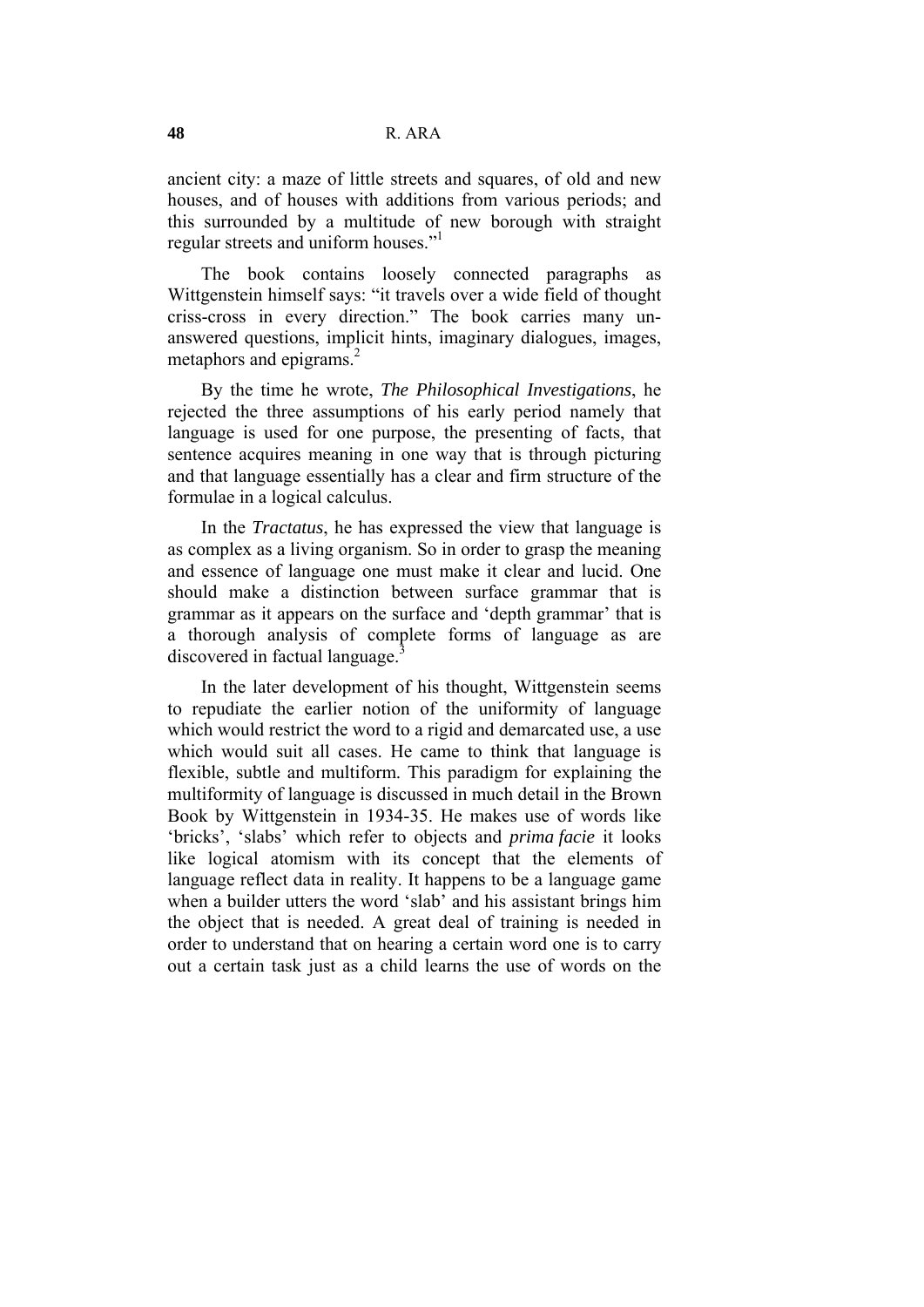ancient city: a maze of little streets and squares, of old and new houses, and of houses with additions from various periods; and this surrounded by a multitude of new borough with straight regular streets and uniform houses."[1]

The book contains loosely connected paragraphs as Wittgenstein himself says: "it travels over a wide field of thought criss-cross in every direction." The book carries many unanswered questions, implicit hints, imaginary dialogues, images, metaphors and epigrams.[2]

By the time he wrote, *The Philosophical Investigations*, he rejected the three assumptions of his early period namely that language is used for one purpose, the presenting of facts, that sentence acquires meaning in one way that is through picturing and that language essentially has a clear and firm structure of the formulae in a logical calculus.

In the *Tractatus*, he has expressed the view that language is as complex as a living organism. So in order to grasp the meaning and essence of language one must make it clear and lucid. One should make a distinction between surface grammar that is grammar as it appears on the surface and 'depth grammar' that is a thorough analysis of complete forms of language as are discovered in factual language.[3]

In the later development of his thought, Wittgenstein seems to repudiate the earlier notion of the uniformity of language which would restrict the word to a rigid and demarcated use, a use which would suit all cases. He came to think that language is flexible, subtle and multiform. This paradigm for explaining the multiformity of language is discussed in much detail in the Brown Book by Wittgenstein in 1934-35. He makes use of words like 'bricks', 'slabs' which refer to objects and *prima facie* it looks like logical atomism with its concept that the elements of language reflect data in reality. It happens to be a language game when a builder utters the word 'slab' and his assistant brings him the object that is needed. A great deal of training is needed in order to understand that on hearing a certain word one is to carry out a certain task just as a child learns the use of words on the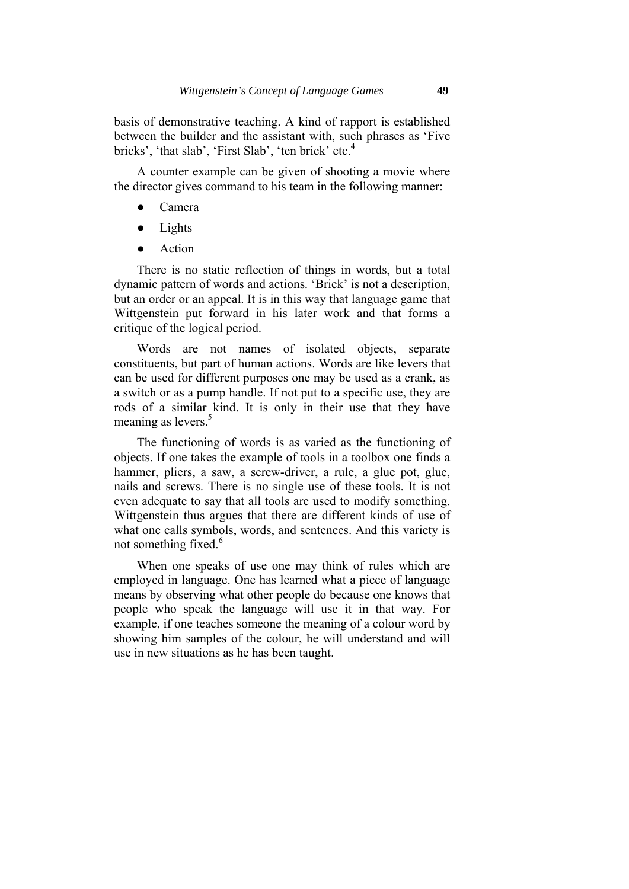basis of demonstrative teaching. A kind of rapport is established between the builder and the assistant with, such phrases as 'Five bricks', 'that slab', 'First Slab', 'ten brick' etc.[4]

A counter example can be given of shooting a movie where the director gives command to his team in the following manner:

- Camera
- Lights
- Action

There is no static reflection of things in words, but a total dynamic pattern of words and actions. 'Brick' is not a description, but an order or an appeal. It is in this way that language game that Wittgenstein put forward in his later work and that forms a critique of the logical period.

Words are not names of isolated objects, separate constituents, but part of human actions. Words are like levers that can be used for different purposes one may be used as a crank, as a switch or as a pump handle. If not put to a specific use, they are rods of a similar kind. It is only in their use that they have meaning as levers.[5]

The functioning of words is as varied as the functioning of objects. If one takes the example of tools in a toolbox one finds a hammer, pliers, a saw, a screw-driver, a rule, a glue pot, glue, nails and screws. There is no single use of these tools. It is not even adequate to say that all tools are used to modify something. Wittgenstein thus argues that there are different kinds of use of what one calls symbols, words, and sentences. And this variety is not something fixed.[6]

When one speaks of use one may think of rules which are employed in language. One has learned what a piece of language means by observing what other people do because one knows that people who speak the language will use it in that way. For example, if one teaches someone the meaning of a colour word by showing him samples of the colour, he will understand and will use in new situations as he has been taught.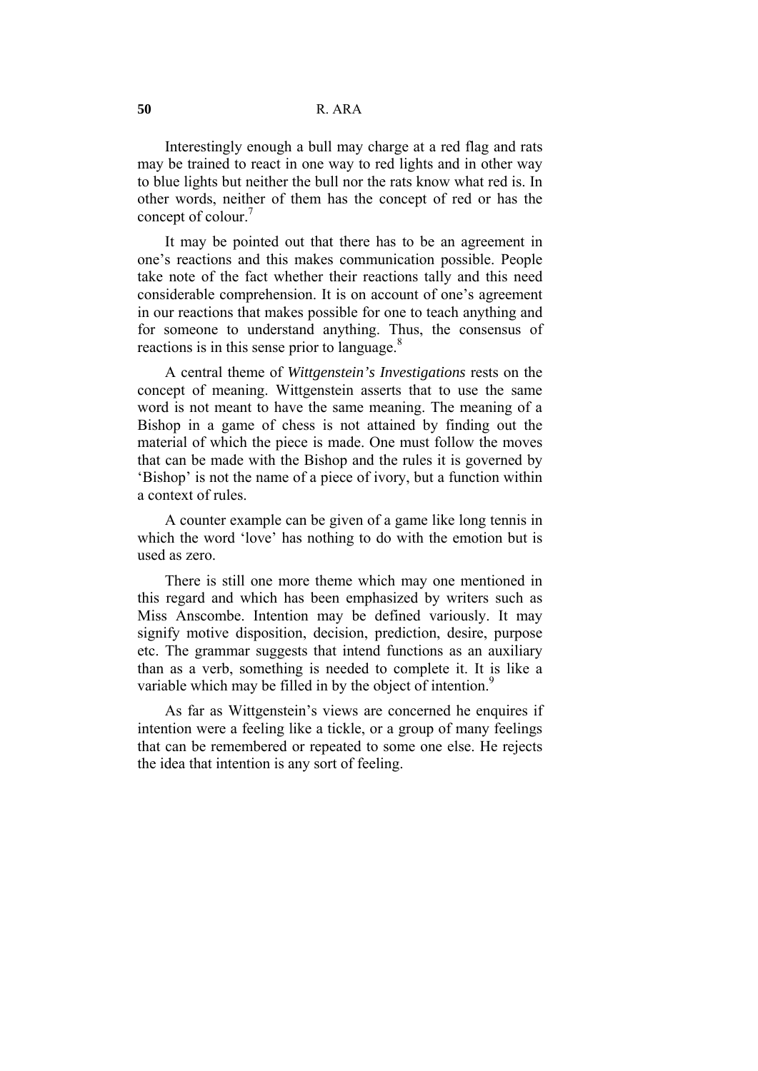Interestingly enough a bull may charge at a red flag and rats may be trained to react in one way to red lights and in other way to blue lights but neither the bull nor the rats know what red is. In other words, neither of them has the concept of red or has the concept of colour.[7]

It may be pointed out that there has to be an agreement in one's reactions and this makes communication possible. People take note of the fact whether their reactions tally and this need considerable comprehension. It is on account of one's agreement in our reactions that makes possible for one to teach anything and for someone to understand anything. Thus, the consensus of reactions is in this sense prior to language.[8]

A central theme of *Wittgenstein's Investigations* rests on the concept of meaning. Wittgenstein asserts that to use the same word is not meant to have the same meaning. The meaning of a Bishop in a game of chess is not attained by finding out the material of which the piece is made. One must follow the moves that can be made with the Bishop and the rules it is governed by 'Bishop' is not the name of a piece of ivory, but a function within a context of rules.

A counter example can be given of a game like long tennis in which the word 'love' has nothing to do with the emotion but is used as zero.

There is still one more theme which may one mentioned in this regard and which has been emphasized by writers such as Miss Anscombe. Intention may be defined variously. It may signify motive disposition, decision, prediction, desire, purpose etc. The grammar suggests that intend functions as an auxiliary than as a verb, something is needed to complete it. It is like a variable which may be filled in by the object of intention.[9]

As far as Wittgenstein's views are concerned he enquires if intention were a feeling like a tickle, or a group of many feelings that can be remembered or repeated to some one else. He rejects the idea that intention is any sort of feeling.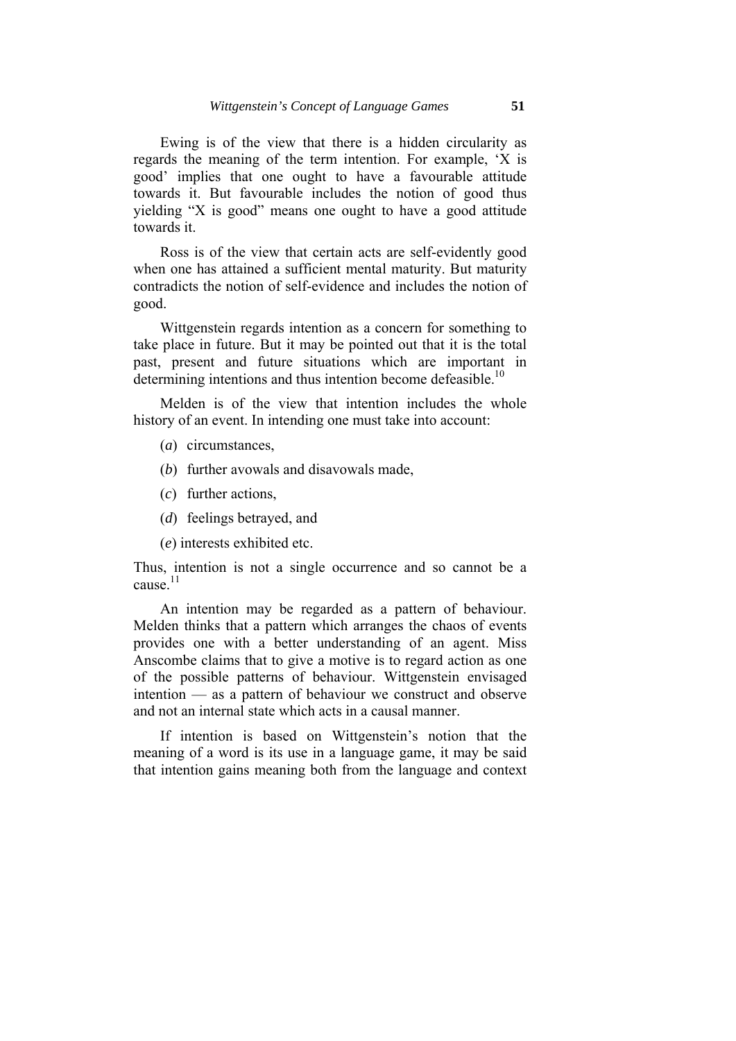Ewing is of the view that there is a hidden circularity as regards the meaning of the term intention. For example, 'X is good' implies that one ought to have a favourable attitude towards it. But favourable includes the notion of good thus yielding "X is good" means one ought to have a good attitude towards it.

Ross is of the view that certain acts are self-evidently good when one has attained a sufficient mental maturity. But maturity contradicts the notion of self-evidence and includes the notion of good.

Wittgenstein regards intention as a concern for something to take place in future. But it may be pointed out that it is the total past, present and future situations which are important in determining intentions and thus intention become defeasible.[10]

Melden is of the view that intention includes the whole history of an event. In intending one must take into account:

(*a*) circumstances,

(*b*) further avowals and disavowals made,

(*c*) further actions,

(*d*) feelings betrayed, and

(*e*) interests exhibited etc.

Thus, intention is not a single occurrence and so cannot be a cause.[11]

An intention may be regarded as a pattern of behaviour. Melden thinks that a pattern which arranges the chaos of events provides one with a better understanding of an agent. Miss Anscombe claims that to give a motive is to regard action as one of the possible patterns of behaviour. Wittgenstein envisaged intention — as a pattern of behaviour we construct and observe and not an internal state which acts in a causal manner.

If intention is based on Wittgenstein's notion that the meaning of a word is its use in a language game, it may be said that intention gains meaning both from the language and context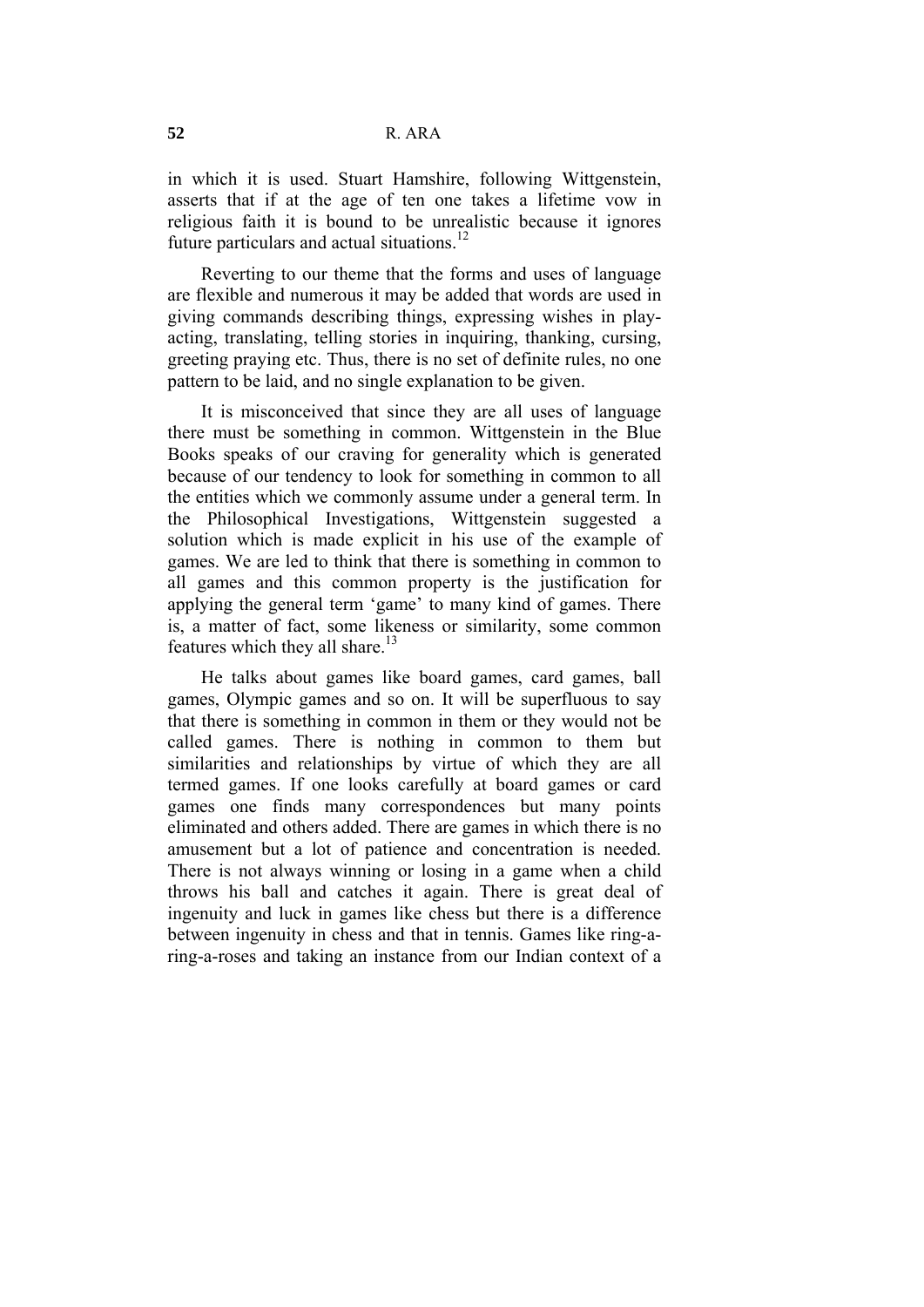in which it is used. Stuart Hamshire, following Wittgenstein, asserts that if at the age of ten one takes a lifetime vow in religious faith it is bound to be unrealistic because it ignores future particulars and actual situations.[12]

Reverting to our theme that the forms and uses of language are flexible and numerous it may be added that words are used in giving commands describing things, expressing wishes in play-acting, translating, telling stories in inquiring, thanking, cursing, greeting praying etc. Thus, there is no set of definite rules, no one pattern to be laid, and no single explanation to be given.

It is misconceived that since they are all uses of language there must be something in common. Wittgenstein in the Blue Books speaks of our craving for generality which is generated because of our tendency to look for something in common to all the entities which we commonly assume under a general term. In the Philosophical Investigations, Wittgenstein suggested a solution which is made explicit in his use of the example of games. We are led to think that there is something in common to all games and this common property is the justification for applying the general term 'game' to many kind of games. There is, a matter of fact, some likeness or similarity, some common features which they all share.[13]

He talks about games like board games, card games, ball games, Olympic games and so on. It will be superfluous to say that there is something in common in them or they would not be called games. There is nothing in common to them but similarities and relationships by virtue of which they are all termed games. If one looks carefully at board games or card games one finds many correspondences but many points eliminated and others added. There are games in which there is no amusement but a lot of patience and concentration is needed. There is not always winning or losing in a game when a child throws his ball and catches it again. There is great deal of ingenuity and luck in games like chess but there is a difference between ingenuity in chess and that in tennis. Games like ring-a-ring-a-roses and taking an instance from our Indian context of a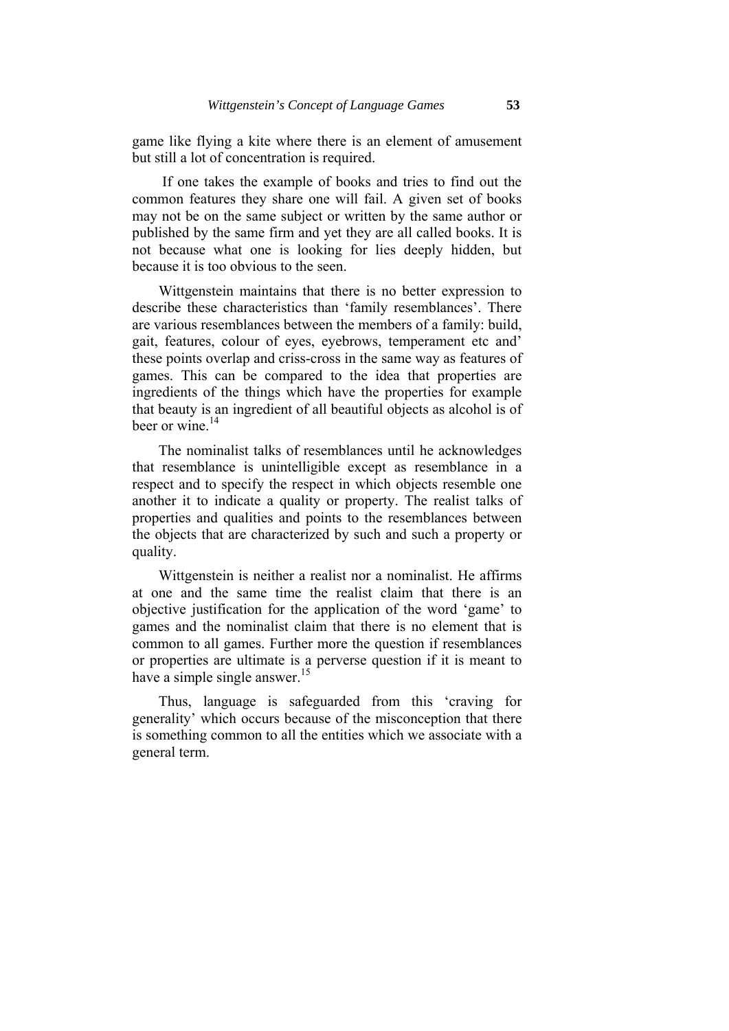game like flying a kite where there is an element of amusement but still a lot of concentration is required.

If one takes the example of books and tries to find out the common features they share one will fail. A given set of books may not be on the same subject or written by the same author or published by the same firm and yet they are all called books. It is not because what one is looking for lies deeply hidden, but because it is too obvious to the seen.

Wittgenstein maintains that there is no better expression to describe these characteristics than 'family resemblances'. There are various resemblances between the members of a family: build, gait, features, colour of eyes, eyebrows, temperament etc and' these points overlap and criss-cross in the same way as features of games. This can be compared to the idea that properties are ingredients of the things which have the properties for example that beauty is an ingredient of all beautiful objects as alcohol is of beer or wine.[14]

The nominalist talks of resemblances until he acknowledges that resemblance is unintelligible except as resemblance in a respect and to specify the respect in which objects resemble one another it to indicate a quality or property. The realist talks of properties and qualities and points to the resemblances between the objects that are characterized by such and such a property or quality.

Wittgenstein is neither a realist nor a nominalist. He affirms at one and the same time the realist claim that there is an objective justification for the application of the word 'game' to games and the nominalist claim that there is no element that is common to all games. Further more the question if resemblances or properties are ultimate is a perverse question if it is meant to have a simple single answer.[15]

Thus, language is safeguarded from this 'craving for generality' which occurs because of the misconception that there is something common to all the entities which we associate with a general term.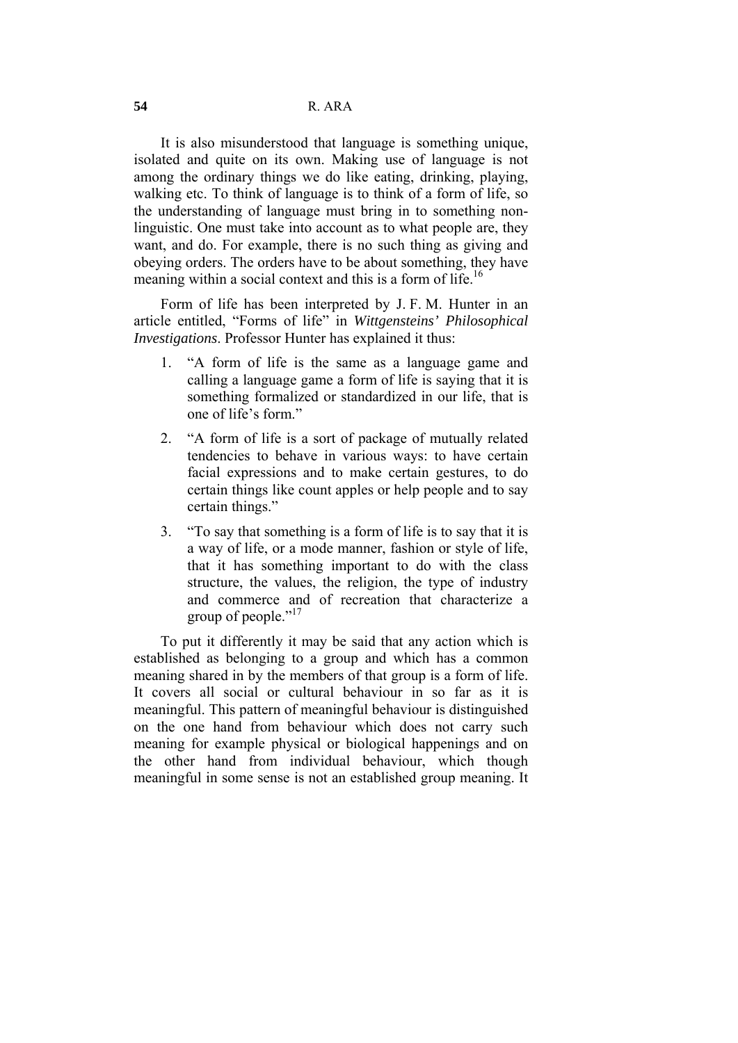It is also misunderstood that language is something unique, isolated and quite on its own. Making use of language is not among the ordinary things we do like eating, drinking, playing, walking etc. To think of language is to think of a form of life, so the understanding of language must bring in to something non-linguistic. One must take into account as to what people are, they want, and do. For example, there is no such thing as giving and obeying orders. The orders have to be about something, they have meaning within a social context and this is a form of life.[16]

Form of life has been interpreted by J. F. M. Hunter in an article entitled, "Forms of life" in *Wittgensteins' Philosophical Investigations*. Professor Hunter has explained it thus:

1. "A form of life is the same as a language game and calling a language game a form of life is saying that it is something formalized or standardized in our life, that is one of life's form."
2. "A form of life is a sort of package of mutually related tendencies to behave in various ways: to have certain facial expressions and to make certain gestures, to do certain things like count apples or help people and to say certain things."
3. "To say that something is a form of life is to say that it is a way of life, or a mode manner, fashion or style of life, that it has something important to do with the class structure, the values, the religion, the type of industry and commerce and of recreation that characterize a group of people."[17]

To put it differently it may be said that any action which is established as belonging to a group and which has a common meaning shared in by the members of that group is a form of life. It covers all social or cultural behaviour in so far as it is meaningful. This pattern of meaningful behaviour is distinguished on the one hand from behaviour which does not carry such meaning for example physical or biological happenings and on the other hand from individual behaviour, which though meaningful in some sense is not an established group meaning. It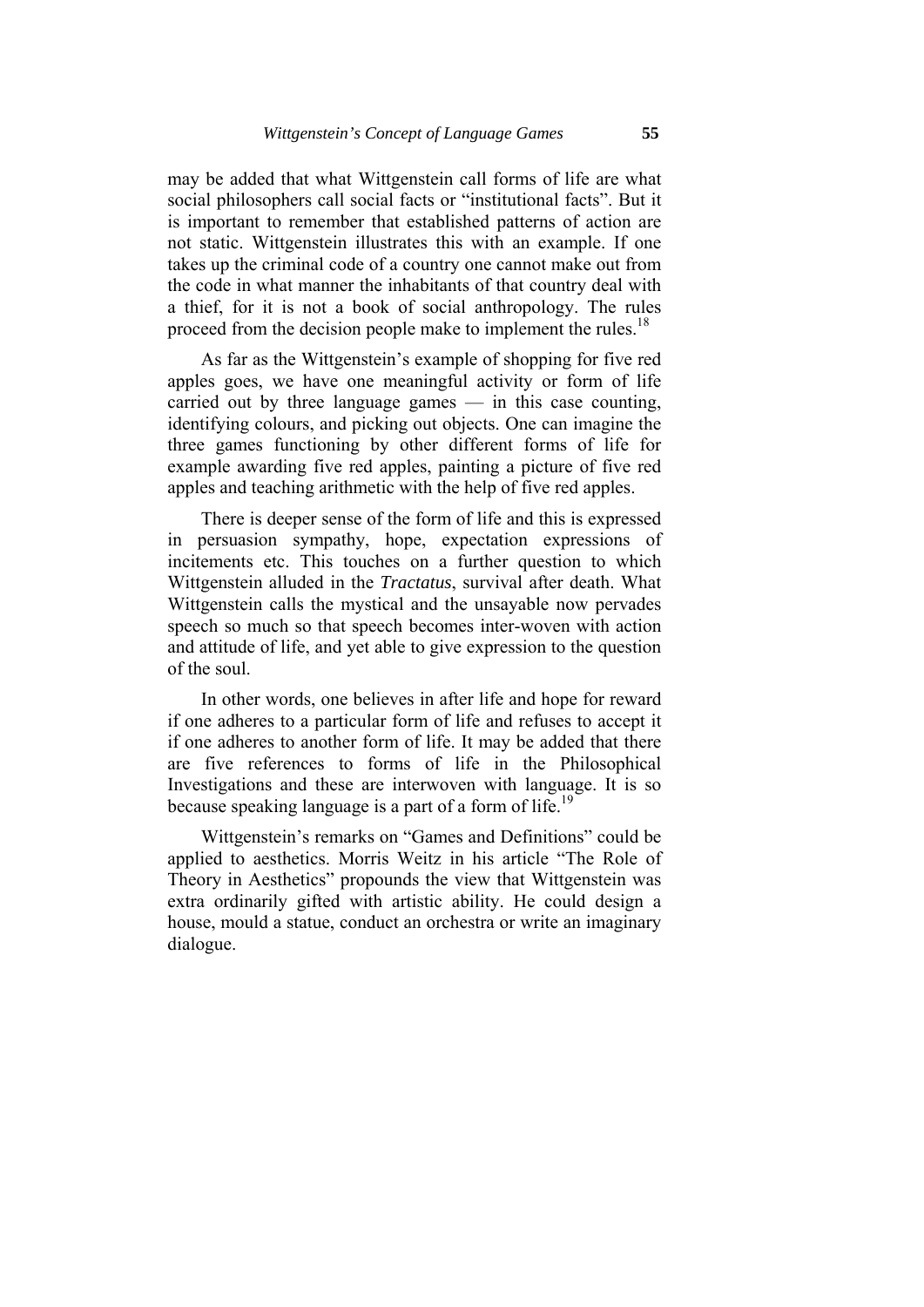may be added that what Wittgenstein call forms of life are what social philosophers call social facts or "institutional facts". But it is important to remember that established patterns of action are not static. Wittgenstein illustrates this with an example. If one takes up the criminal code of a country one cannot make out from the code in what manner the inhabitants of that country deal with a thief, for it is not a book of social anthropology. The rules proceed from the decision people make to implement the rules.[18]

As far as the Wittgenstein's example of shopping for five red apples goes, we have one meaningful activity or form of life carried out by three language games — in this case counting, identifying colours, and picking out objects. One can imagine the three games functioning by other different forms of life for example awarding five red apples, painting a picture of five red apples and teaching arithmetic with the help of five red apples.

There is deeper sense of the form of life and this is expressed in persuasion sympathy, hope, expectation expressions of incitements etc. This touches on a further question to which Wittgenstein alluded in the *Tractatus*, survival after death. What Wittgenstein calls the mystical and the unsayable now pervades speech so much so that speech becomes inter-woven with action and attitude of life, and yet able to give expression to the question of the soul.

In other words, one believes in after life and hope for reward if one adheres to a particular form of life and refuses to accept it if one adheres to another form of life. It may be added that there are five references to forms of life in the Philosophical Investigations and these are interwoven with language. It is so because speaking language is a part of a form of life.[19]

Wittgenstein's remarks on "Games and Definitions" could be applied to aesthetics. Morris Weitz in his article "The Role of Theory in Aesthetics" propounds the view that Wittgenstein was extra ordinarily gifted with artistic ability. He could design a house, mould a statue, conduct an orchestra or write an imaginary dialogue.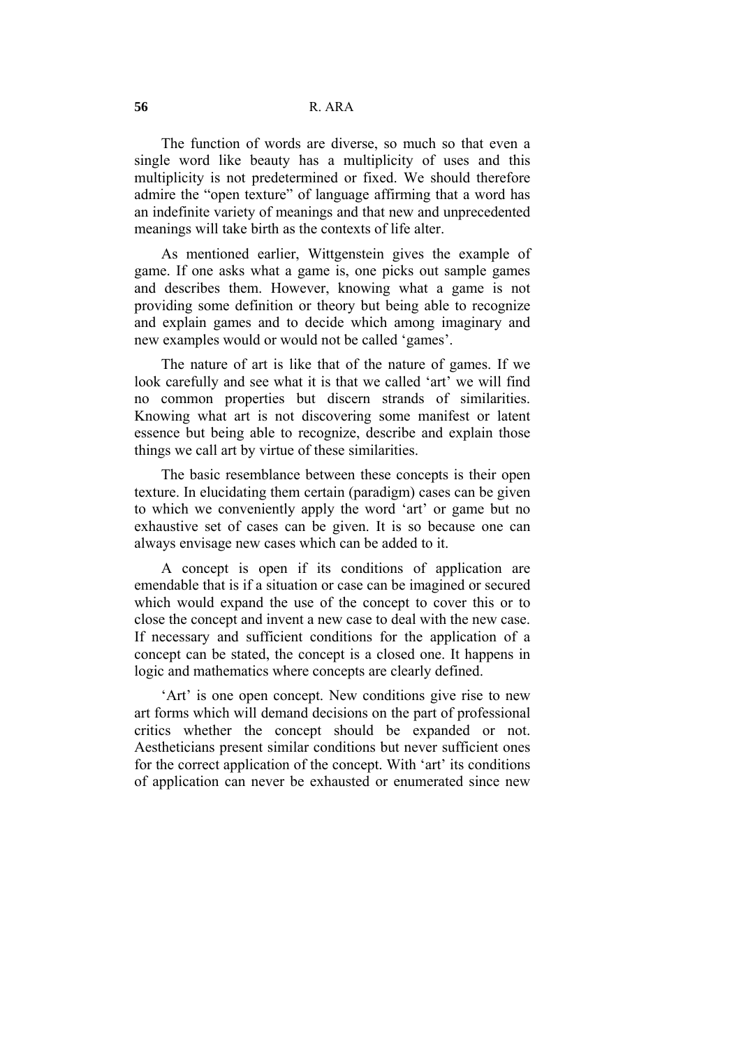The function of words are diverse, so much so that even a single word like beauty has a multiplicity of uses and this multiplicity is not predetermined or fixed. We should therefore admire the "open texture" of language affirming that a word has an indefinite variety of meanings and that new and unprecedented meanings will take birth as the contexts of life alter.

As mentioned earlier, Wittgenstein gives the example of game. If one asks what a game is, one picks out sample games and describes them. However, knowing what a game is not providing some definition or theory but being able to recognize and explain games and to decide which among imaginary and new examples would or would not be called 'games'.

The nature of art is like that of the nature of games. If we look carefully and see what it is that we called 'art' we will find no common properties but discern strands of similarities. Knowing what art is not discovering some manifest or latent essence but being able to recognize, describe and explain those things we call art by virtue of these similarities.

The basic resemblance between these concepts is their open texture. In elucidating them certain (paradigm) cases can be given to which we conveniently apply the word 'art' or game but no exhaustive set of cases can be given. It is so because one can always envisage new cases which can be added to it.

A concept is open if its conditions of application are emendable that is if a situation or case can be imagined or secured which would expand the use of the concept to cover this or to close the concept and invent a new case to deal with the new case. If necessary and sufficient conditions for the application of a concept can be stated, the concept is a closed one. It happens in logic and mathematics where concepts are clearly defined.

'Art' is one open concept. New conditions give rise to new art forms which will demand decisions on the part of professional critics whether the concept should be expanded or not. Aestheticians present similar conditions but never sufficient ones for the correct application of the concept. With 'art' its conditions of application can never be exhausted or enumerated since new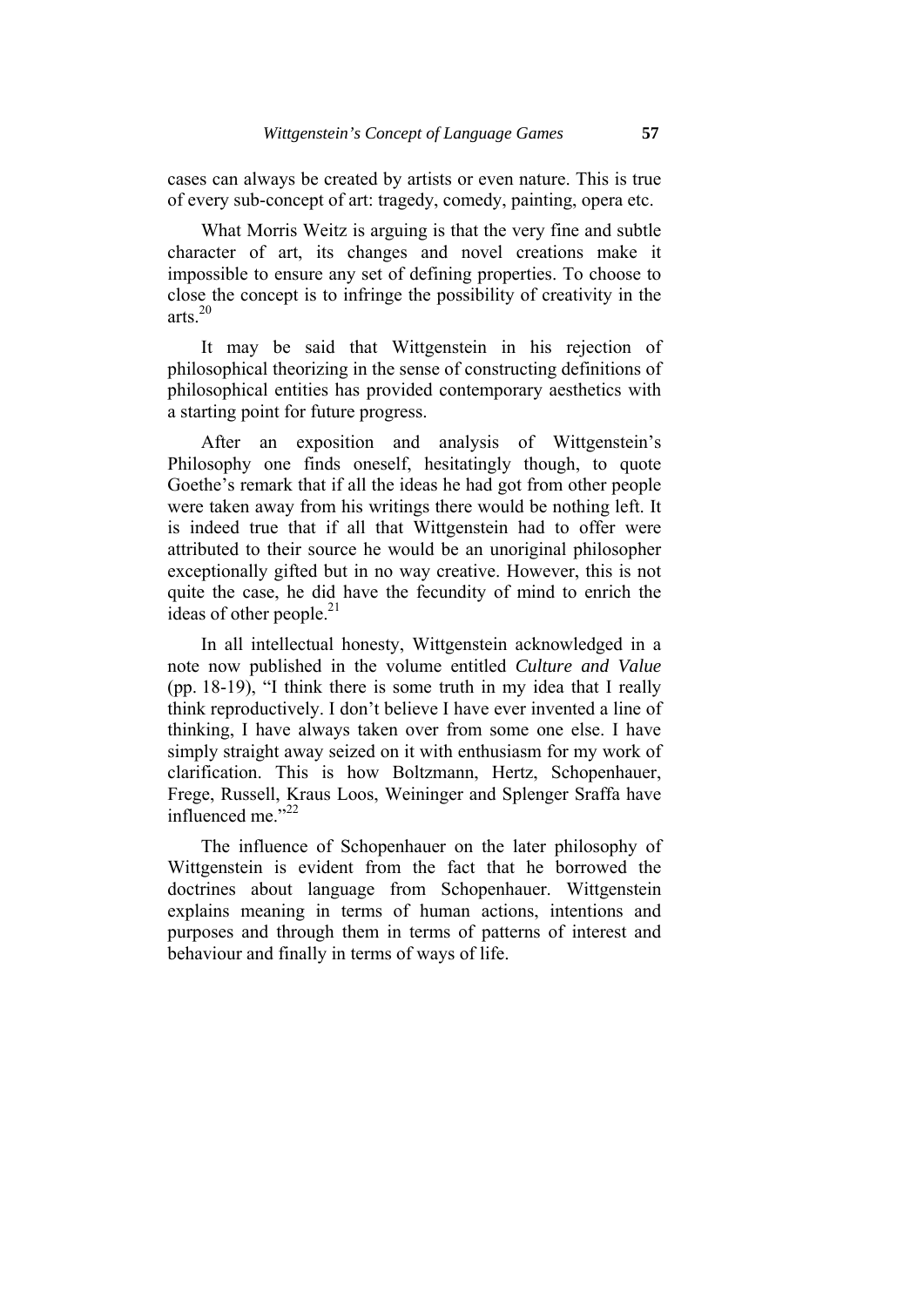cases can always be created by artists or even nature. This is true of every sub-concept of art: tragedy, comedy, painting, opera etc.

What Morris Weitz is arguing is that the very fine and subtle character of art, its changes and novel creations make it impossible to ensure any set of defining properties. To choose to close the concept is to infringe the possibility of creativity in the arts.[20]

It may be said that Wittgenstein in his rejection of philosophical theorizing in the sense of constructing definitions of philosophical entities has provided contemporary aesthetics with a starting point for future progress.

After an exposition and analysis of Wittgenstein's Philosophy one finds oneself, hesitatingly though, to quote Goethe's remark that if all the ideas he had got from other people were taken away from his writings there would be nothing left. It is indeed true that if all that Wittgenstein had to offer were attributed to their source he would be an unoriginal philosopher exceptionally gifted but in no way creative. However, this is not quite the case, he did have the fecundity of mind to enrich the ideas of other people.[21]

In all intellectual honesty, Wittgenstein acknowledged in a note now published in the volume entitled *Culture and Value* (pp. 18-19), "I think there is some truth in my idea that I really think reproductively. I don't believe I have ever invented a line of thinking, I have always taken over from some one else. I have simply straight away seized on it with enthusiasm for my work of clarification. This is how Boltzmann, Hertz, Schopenhauer, Frege, Russell, Kraus Loos, Weininger and Splenger Sraffa have influenced me."[22]

The influence of Schopenhauer on the later philosophy of Wittgenstein is evident from the fact that he borrowed the doctrines about language from Schopenhauer. Wittgenstein explains meaning in terms of human actions, intentions and purposes and through them in terms of patterns of interest and behaviour and finally in terms of ways of life.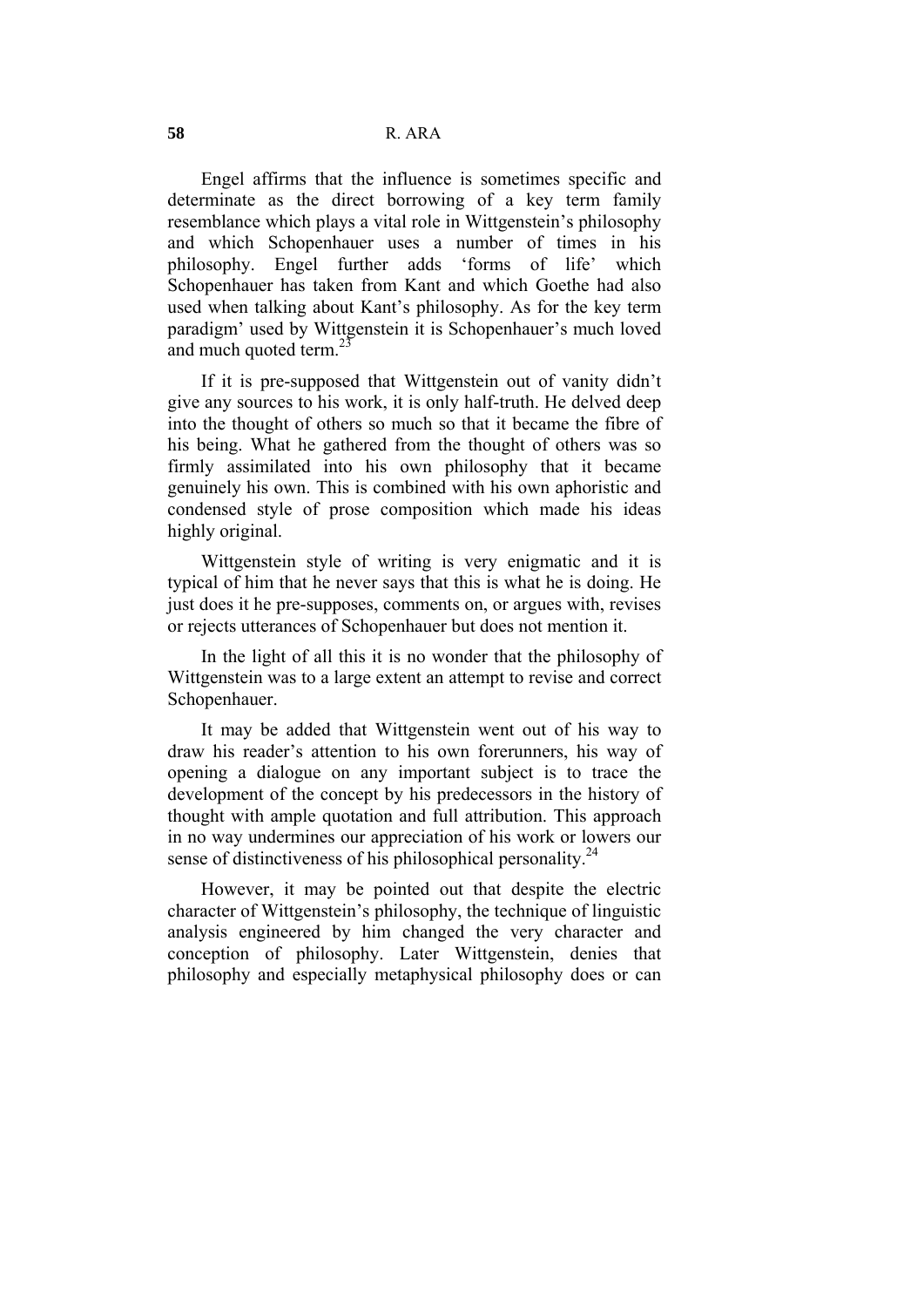Engel affirms that the influence is sometimes specific and determinate as the direct borrowing of a key term family resemblance which plays a vital role in Wittgenstein's philosophy and which Schopenhauer uses a number of times in his philosophy. Engel further adds 'forms of life' which Schopenhauer has taken from Kant and which Goethe had also used when talking about Kant's philosophy. As for the key term paradigm' used by Wittgenstein it is Schopenhauer's much loved and much quoted term.[23]

If it is pre-supposed that Wittgenstein out of vanity didn't give any sources to his work, it is only half-truth. He delved deep into the thought of others so much so that it became the fibre of his being. What he gathered from the thought of others was so firmly assimilated into his own philosophy that it became genuinely his own. This is combined with his own aphoristic and condensed style of prose composition which made his ideas highly original.

Wittgenstein style of writing is very enigmatic and it is typical of him that he never says that this is what he is doing. He just does it he pre-supposes, comments on, or argues with, revises or rejects utterances of Schopenhauer but does not mention it.

In the light of all this it is no wonder that the philosophy of Wittgenstein was to a large extent an attempt to revise and correct Schopenhauer.

It may be added that Wittgenstein went out of his way to draw his reader's attention to his own forerunners, his way of opening a dialogue on any important subject is to trace the development of the concept by his predecessors in the history of thought with ample quotation and full attribution. This approach in no way undermines our appreciation of his work or lowers our sense of distinctiveness of his philosophical personality.[24]

However, it may be pointed out that despite the electric character of Wittgenstein's philosophy, the technique of linguistic analysis engineered by him changed the very character and conception of philosophy. Later Wittgenstein, denies that philosophy and especially metaphysical philosophy does or can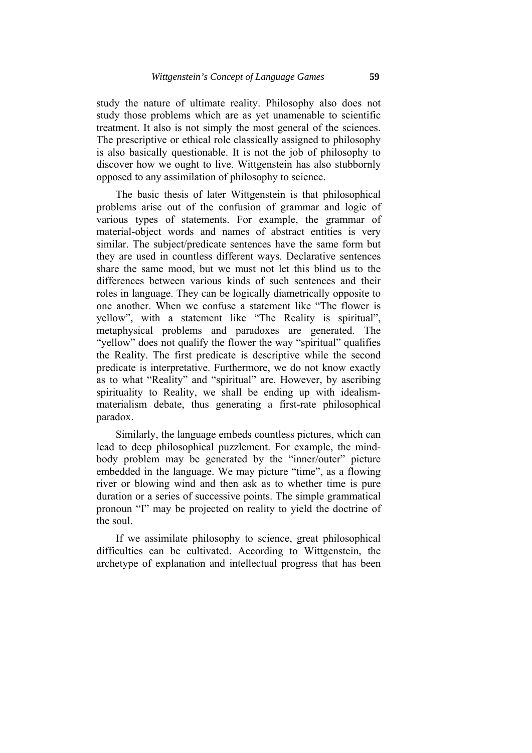study the nature of ultimate reality. Philosophy also does not study those problems which are as yet unamenable to scientific treatment. It also is not simply the most general of the sciences. The prescriptive or ethical role classically assigned to philosophy is also basically questionable. It is not the job of philosophy to discover how we ought to live. Wittgenstein has also stubbornly opposed to any assimilation of philosophy to science.

The basic thesis of later Wittgenstein is that philosophical problems arise out of the confusion of grammar and logic of various types of statements. For example, the grammar of material-object words and names of abstract entities is very similar. The subject/predicate sentences have the same form but they are used in countless different ways. Declarative sentences share the same mood, but we must not let this blind us to the differences between various kinds of such sentences and their roles in language. They can be logically diametrically opposite to one another. When we confuse a statement like "The flower is yellow", with a statement like "The Reality is spiritual", metaphysical problems and paradoxes are generated. The "yellow" does not qualify the flower the way "spiritual" qualifies the Reality. The first predicate is descriptive while the second predicate is interpretative. Furthermore, we do not know exactly as to what "Reality" and "spiritual" are. However, by ascribing spirituality to Reality, we shall be ending up with idealism-materialism debate, thus generating a first-rate philosophical paradox.

Similarly, the language embeds countless pictures, which can lead to deep philosophical puzzlement. For example, the mind-body problem may be generated by the "inner/outer" picture embedded in the language. We may picture "time", as a flowing river or blowing wind and then ask as to whether time is pure duration or a series of successive points. The simple grammatical pronoun "I" may be projected on reality to yield the doctrine of the soul.

If we assimilate philosophy to science, great philosophical difficulties can be cultivated. According to Wittgenstein, the archetype of explanation and intellectual progress that has been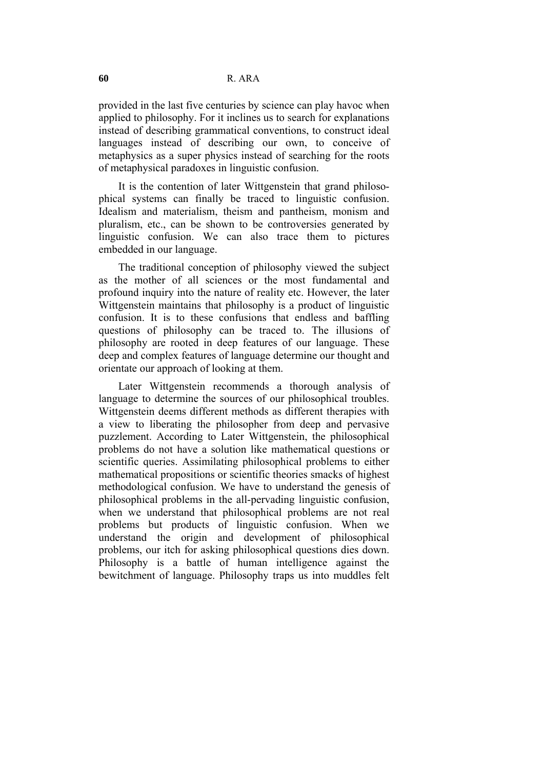provided in the last five centuries by science can play havoc when applied to philosophy. For it inclines us to search for explanations instead of describing grammatical conventions, to construct ideal languages instead of describing our own, to conceive of metaphysics as a super physics instead of searching for the roots of metaphysical paradoxes in linguistic confusion.

It is the contention of later Wittgenstein that grand philosophical systems can finally be traced to linguistic confusion. Idealism and materialism, theism and pantheism, monism and pluralism, etc., can be shown to be controversies generated by linguistic confusion. We can also trace them to pictures embedded in our language.

The traditional conception of philosophy viewed the subject as the mother of all sciences or the most fundamental and profound inquiry into the nature of reality etc. However, the later Wittgenstein maintains that philosophy is a product of linguistic confusion. It is to these confusions that endless and baffling questions of philosophy can be traced to. The illusions of philosophy are rooted in deep features of our language. These deep and complex features of language determine our thought and orientate our approach of looking at them.

Later Wittgenstein recommends a thorough analysis of language to determine the sources of our philosophical troubles. Wittgenstein deems different methods as different therapies with a view to liberating the philosopher from deep and pervasive puzzlement. According to Later Wittgenstein, the philosophical problems do not have a solution like mathematical questions or scientific queries. Assimilating philosophical problems to either mathematical propositions or scientific theories smacks of highest methodological confusion. We have to understand the genesis of philosophical problems in the all-pervading linguistic confusion, when we understand that philosophical problems are not real problems but products of linguistic confusion. When we understand the origin and development of philosophical problems, our itch for asking philosophical questions dies down. Philosophy is a battle of human intelligence against the bewitchment of language. Philosophy traps us into muddles felt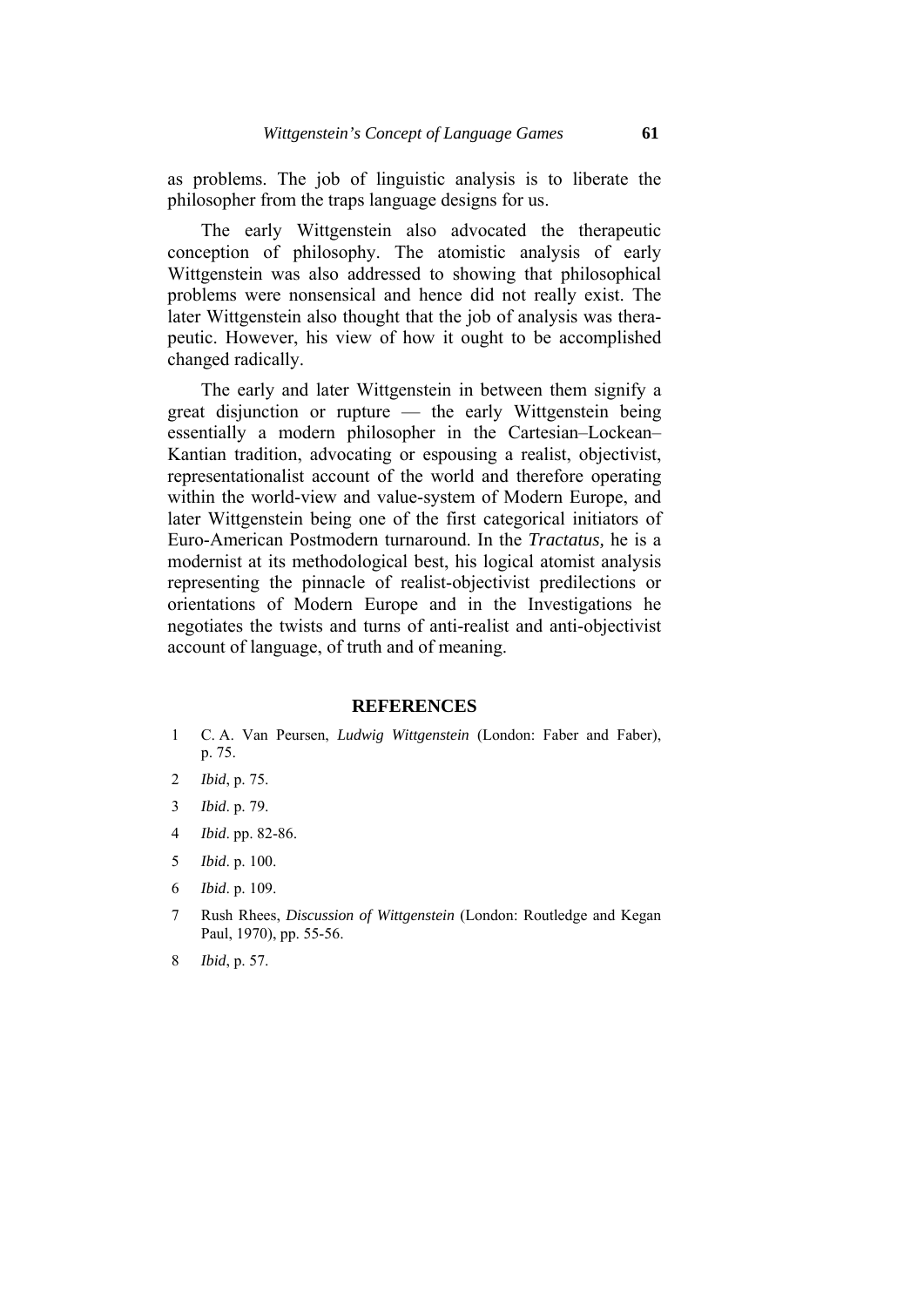as problems. The job of linguistic analysis is to liberate the philosopher from the traps language designs for us.

The early Wittgenstein also advocated the therapeutic conception of philosophy. The atomistic analysis of early Wittgenstein was also addressed to showing that philosophical problems were nonsensical and hence did not really exist. The later Wittgenstein also thought that the job of analysis was therapeutic. However, his view of how it ought to be accomplished changed radically.

The early and later Wittgenstein in between them signify a great disjunction or rupture — the early Wittgenstein being essentially a modern philosopher in the Cartesian–Lockean–Kantian tradition, advocating or espousing a realist, objectivist, representationalist account of the world and therefore operating within the world-view and value-system of Modern Europe, and later Wittgenstein being one of the first categorical initiators of Euro-American Postmodern turnaround. In the *Tractatus,* he is a modernist at its methodological best, his logical atomist analysis representing the pinnacle of realist-objectivist predilections or orientations of Modern Europe and in the Investigations he negotiates the twists and turns of anti-realist and anti-objectivist account of language, of truth and of meaning.

## REFERENCES

1. C. A. Van Peursen, *Ludwig Wittgenstein* (London: Faber and Faber), p. 75.
2. *Ibid*, p. 75.
3. *Ibid*. p. 79.
4. *Ibid*. pp. 82-86.
5. *Ibid*. p. 100.
6. *Ibid*. p. 109.
7. Rush Rhees, *Discussion of Wittgenstein* (London: Routledge and Kegan Paul, 1970), pp. 55-56.
8. *Ibid*, p. 57.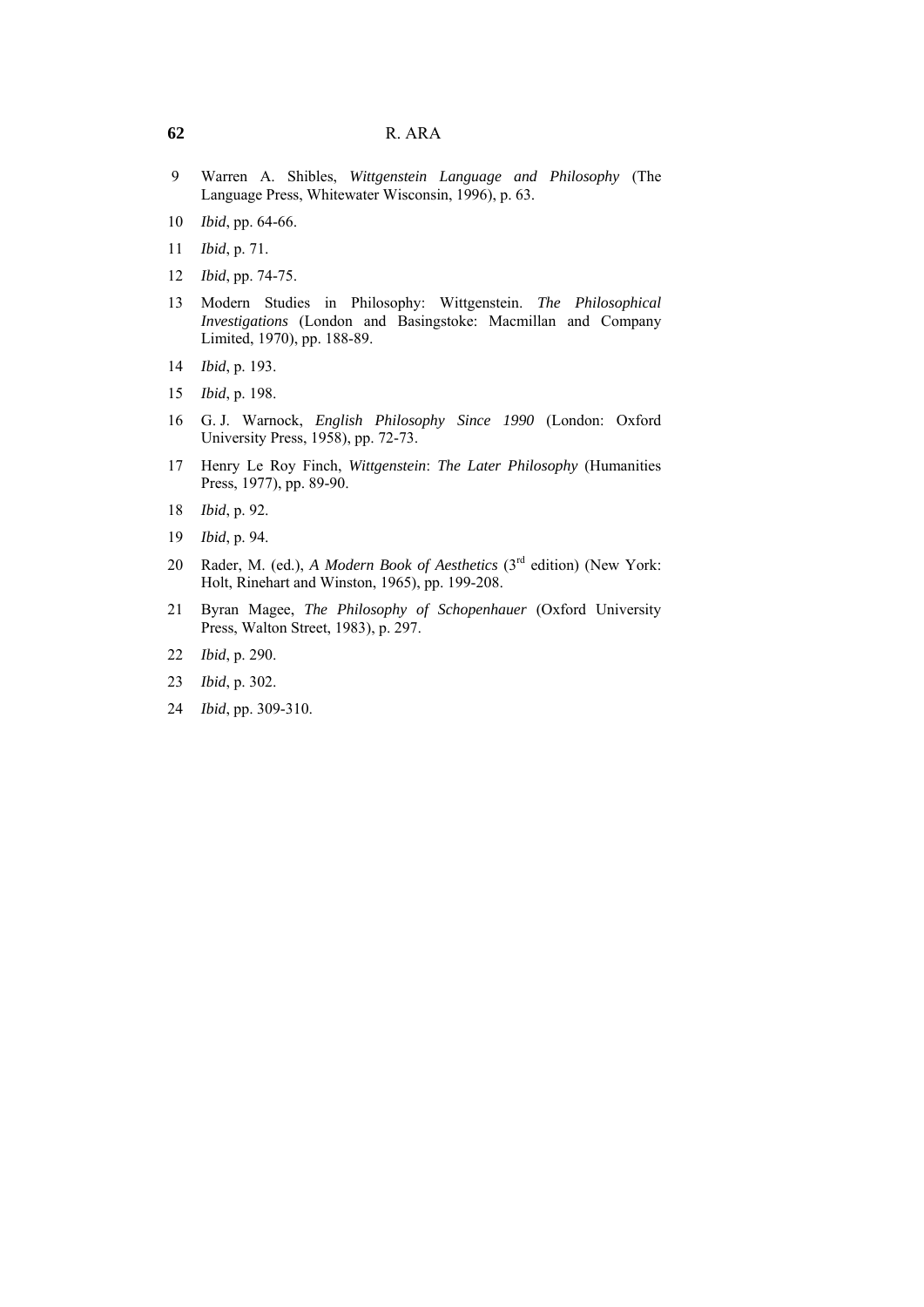9 Warren A. Shibles, *Wittgenstein Language and Philosophy* (The Language Press, Whitewater Wisconsin, 1996), p. 63.

10 *Ibid*, pp. 64-66.

11 *Ibid*, p. 71.

12 *Ibid*, pp. 74-75.

13 Modern Studies in Philosophy: Wittgenstein. *The Philosophical Investigations* (London and Basingstoke: Macmillan and Company Limited, 1970), pp. 188-89.

14 *Ibid*, p. 193.

15 *Ibid*, p. 198.

16 G. J. Warnock, *English Philosophy Since 1990* (London: Oxford University Press, 1958), pp. 72-73.

17 Henry Le Roy Finch, *Wittgenstein*: *The Later Philosophy* (Humanities Press, 1977), pp. 89-90.

18 *Ibid*, p. 92.

19 *Ibid*, p. 94.

20 Rader, M. (ed.), *A Modern Book of Aesthetics* (3rd edition) (New York: Holt, Rinehart and Winston, 1965), pp. 199-208.

21 Byran Magee, *The Philosophy of Schopenhauer* (Oxford University Press, Walton Street, 1983), p. 297.

22 *Ibid*, p. 290.

23 *Ibid*, p. 302.

24 *Ibid*, pp. 309-310.